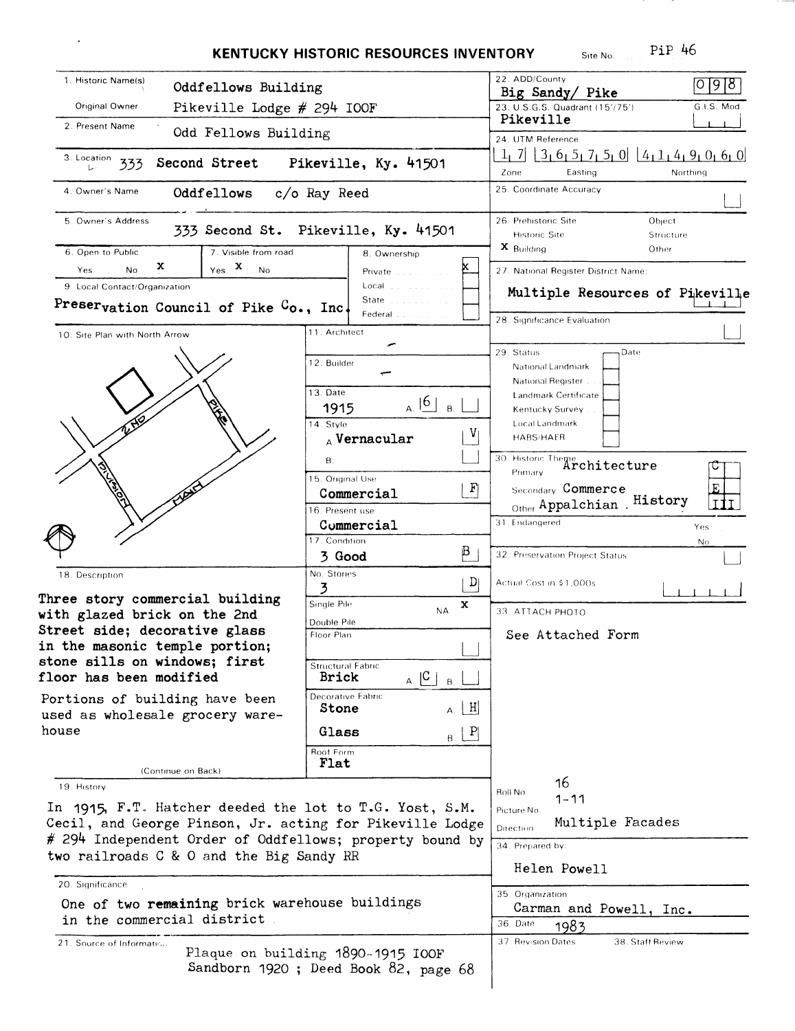# KENTUCKY HISTORIC RESOURCES INVENTORY

Site No. PiP 46

1. Historic Name(s): Oddfellows Building
   Original Owner: Pikeville Lodge # 294 IOOF
2. Present Name: Odd Fellows Building
3. Location: 333 Second Street Pikeville, Ky. 41501
4. Owner's Name: Oddfellows c/o Ray Reed
5. Owner's Address: 333 Second St. Pikeville, Ky. 41501
6. Open to Public: Yes No x
7. Visible from road: Yes x No
8. Ownership: Private x; Local; State; Federal
9. Local Contact/Organization: Preservation Council of Pike Co., Inc.
10. Site Plan with North Arrow

    (Sketch: 2nd, Pike, Division, Main)

11. Architect: –
12. Builder: –
13. Date: 1915 A. 6 B.
14. Style: A. Vernacular V
    B.
15. Original Use: Commercial F
16. Present use: Commercial
17. Condition: 3 Good B
18. Description:

Three story commercial building with glazed brick on the 2nd Street side; decorative glass in the masonic temple portion; stone sills on windows; first floor has been modified

Portions of building have been used as wholesale grocery warehouse

(Continue on Back)

No. Stories: 3 D
Single Pile: NA x
Double Pile
Floor Plan
Structural Fabric: Brick A C B.
Decorative Fabric: Stone A. H
Glass B. P
Roof Form: Flat

19. History:

In 1915, F.T. Hatcher deeded the lot to T.G. Yost, S.M. Cecil, and George Pinson, Jr. acting for Pikeville Lodge # 294 Independent Order of Oddfellows; property bound by two railroads C & O and the Big Sandy RR

20. Significance:

One of two remaining brick warehouse buildings in the commercial district

21. Source of Information:

Plaque on building 1890-1915 IOOF
Sandborn 1920 ; Deed Book 82, page 68

22. ADD/County: Big Sandy/ Pike 098
23. U.S.G.S. Quadrant (15'/7.5'): Pikeville G.I.S. Mod.
24. UTM Reference: Zone 17 Easting 365750 Northing 4149060
25. Coordinate Accuracy
26. Prehistoric Site; Historic Site; X Building; Object; Structure; Other
27. National Register District Name: Multiple Resources of Pikeville
28. Significance Evaluation
29. Status: National Landmark; National Register; Landmark Certificate; Kentucky Survey; Local Landmark; HABS/HAER — Date
30. Historic Theme: Primary Architecture C; Secondary Commerce E; Other Appalachian History III
31. Endangered: Yes No
32. Preservation Project Status
Actual Cost in $1,000s
33. ATTACH PHOTO: See Attached Form

Roll No. 16
Picture No. 1-11
Direction: Multiple Facades

34. Prepared by: Helen Powell
35. Organization: Carman and Powell, Inc.
36. Date: 1983
37. Revision Dates
38. Staff Review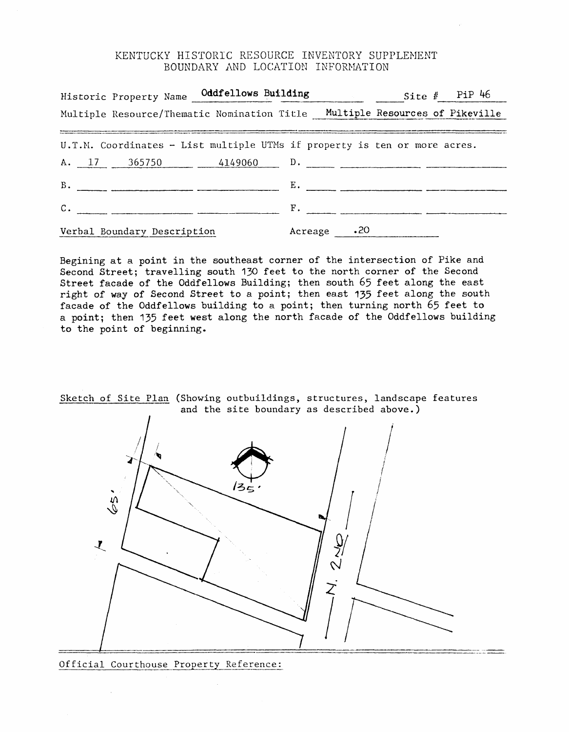# KENTUCKY HISTORIC RESOURCE INVENTORY SUPPLEMENT
## BOUNDARY AND LOCATION INFORMATION

Historic Property Name **Oddfellows Building** Site # PiP 46

Multiple Resource/Thematic Nomination Title Multiple Resources of Pikeville

U.T.M. Coordinates - List multiple UTMs if property is ten or more acres.

| | | | | | | | |
|---|---|---|---|---|---|---|---|
| A. | 17 | 365750 | 4149060 | D. | | | |
| B. | | | | E. | | | |
| C. | | | | F. | | | |

Verbal Boundary Description Acreage .20

Begining at a point in the southeast corner of the intersection of Pike and Second Street; travelling south 130 feet to the north corner of the Second Street facade of the Oddfellows Building; then south 65 feet along the east right of way of Second Street to a point; then east 135 feet along the south facade of the Oddfellows building to a point; then turning north 65 feet to a point; then 135 feet west along the north facade of the Oddfellows building to the point of beginning.

Sketch of Site Plan (Showing outbuildings, structures, landscape features and the site boundary as described above.)

135'

65'

N. 240

Official Courthouse Property Reference: